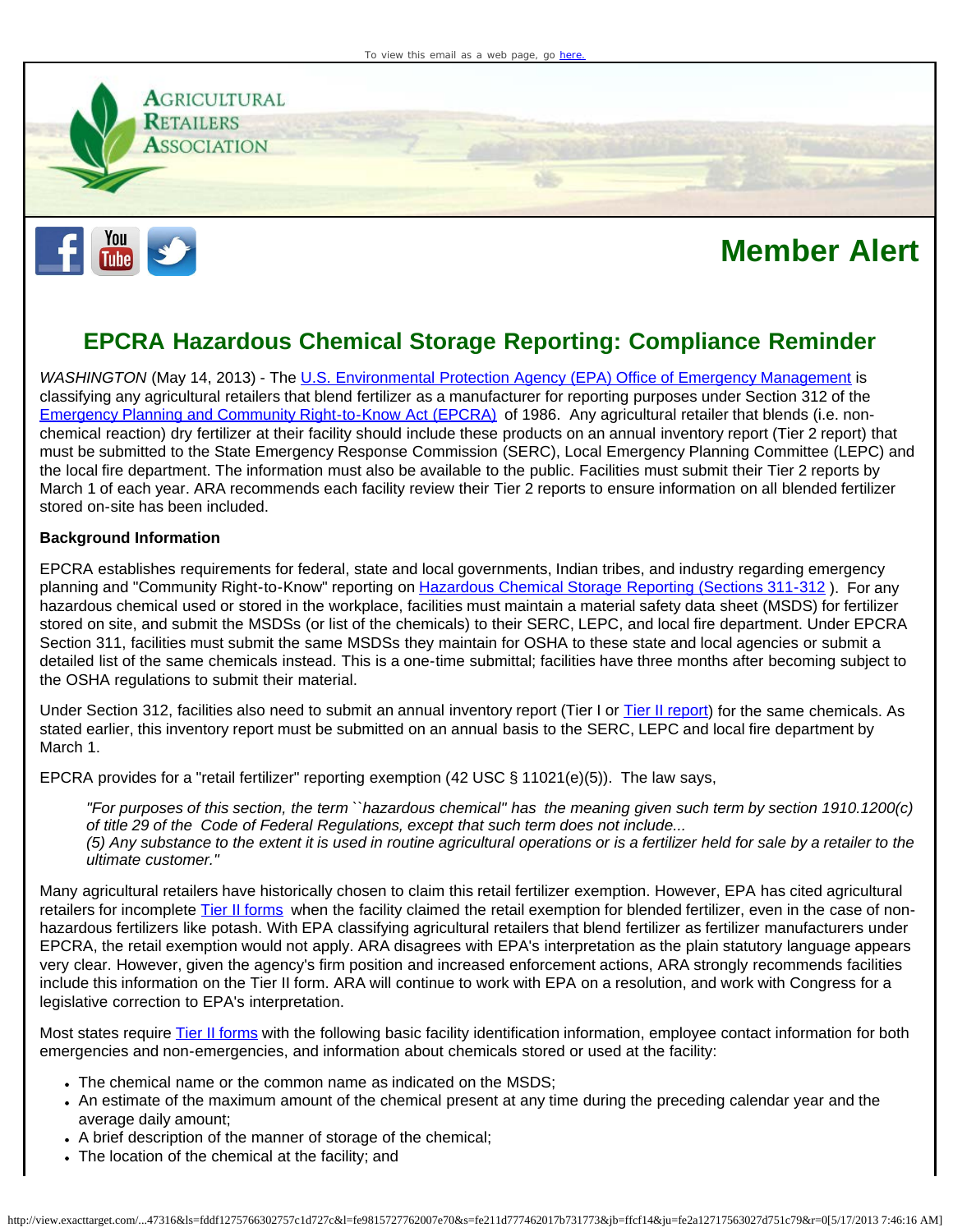To view this email as a web page, go here.

Agricultural Retailers Association

# Member Alert

## EPCRA Hazardous Chemical Storage Reporting: Compliance Reminder

*WASHINGTON* (May 14, 2013) - The U.S. Environmental Protection Agency (EPA) Office of Emergency Management is classifying any agricultural retailers that blend fertilizer as a manufacturer for reporting purposes under Section 312 of the Emergency Planning and Community Right-to-Know Act (EPCRA) of 1986. Any agricultural retailer that blends (i.e. non-chemical reaction) dry fertilizer at their facility should include these products on an annual inventory report (Tier 2 report) that must be submitted to the State Emergency Response Commission (SERC), Local Emergency Planning Committee (LEPC) and the local fire department. The information must also be available to the public. Facilities must submit their Tier 2 reports by March 1 of each year. ARA recommends each facility review their Tier 2 reports to ensure information on all blended fertilizer stored on-site has been included.

**Background Information**

EPCRA establishes requirements for federal, state and local governments, Indian tribes, and industry regarding emergency planning and "Community Right-to-Know" reporting on Hazardous Chemical Storage Reporting (Sections 311-312 ). For any hazardous chemical used or stored in the workplace, facilities must maintain a material safety data sheet (MSDS) for fertilizer stored on site, and submit the MSDSs (or list of the chemicals) to their SERC, LEPC, and local fire department. Under EPCRA Section 311, facilities must submit the same MSDSs they maintain for OSHA to these state and local agencies or submit a detailed list of the same chemicals instead. This is a one-time submittal; facilities have three months after becoming subject to the OSHA regulations to submit their material.

Under Section 312, facilities also need to submit an annual inventory report (Tier I or Tier II report) for the same chemicals. As stated earlier, this inventory report must be submitted on an annual basis to the SERC, LEPC and local fire department by March 1.

EPCRA provides for a "retail fertilizer" reporting exemption (42 USC § 11021(e)(5)). The law says,

> *"For purposes of this section, the term ``hazardous chemical'' has the meaning given such term by section 1910.1200(c) of title 29 of the Code of Federal Regulations, except that such term does not include...*
> *(5) Any substance to the extent it is used in routine agricultural operations or is a fertilizer held for sale by a retailer to the ultimate customer."*

Many agricultural retailers have historically chosen to claim this retail fertilizer exemption. However, EPA has cited agricultural retailers for incomplete Tier II forms when the facility claimed the retail exemption for blended fertilizer, even in the case of non-hazardous fertilizers like potash. With EPA classifying agricultural retailers that blend fertilizer as fertilizer manufacturers under EPCRA, the retail exemption would not apply. ARA disagrees with EPA's interpretation as the plain statutory language appears very clear. However, given the agency's firm position and increased enforcement actions, ARA strongly recommends facilities include this information on the Tier II form. ARA will continue to work with EPA on a resolution, and work with Congress for a legislative correction to EPA's interpretation.

Most states require Tier II forms with the following basic facility identification information, employee contact information for both emergencies and non-emergencies, and information about chemicals stored or used at the facility:

- The chemical name or the common name as indicated on the MSDS;
- An estimate of the maximum amount of the chemical present at any time during the preceding calendar year and the average daily amount;
- A brief description of the manner of storage of the chemical;
- The location of the chemical at the facility; and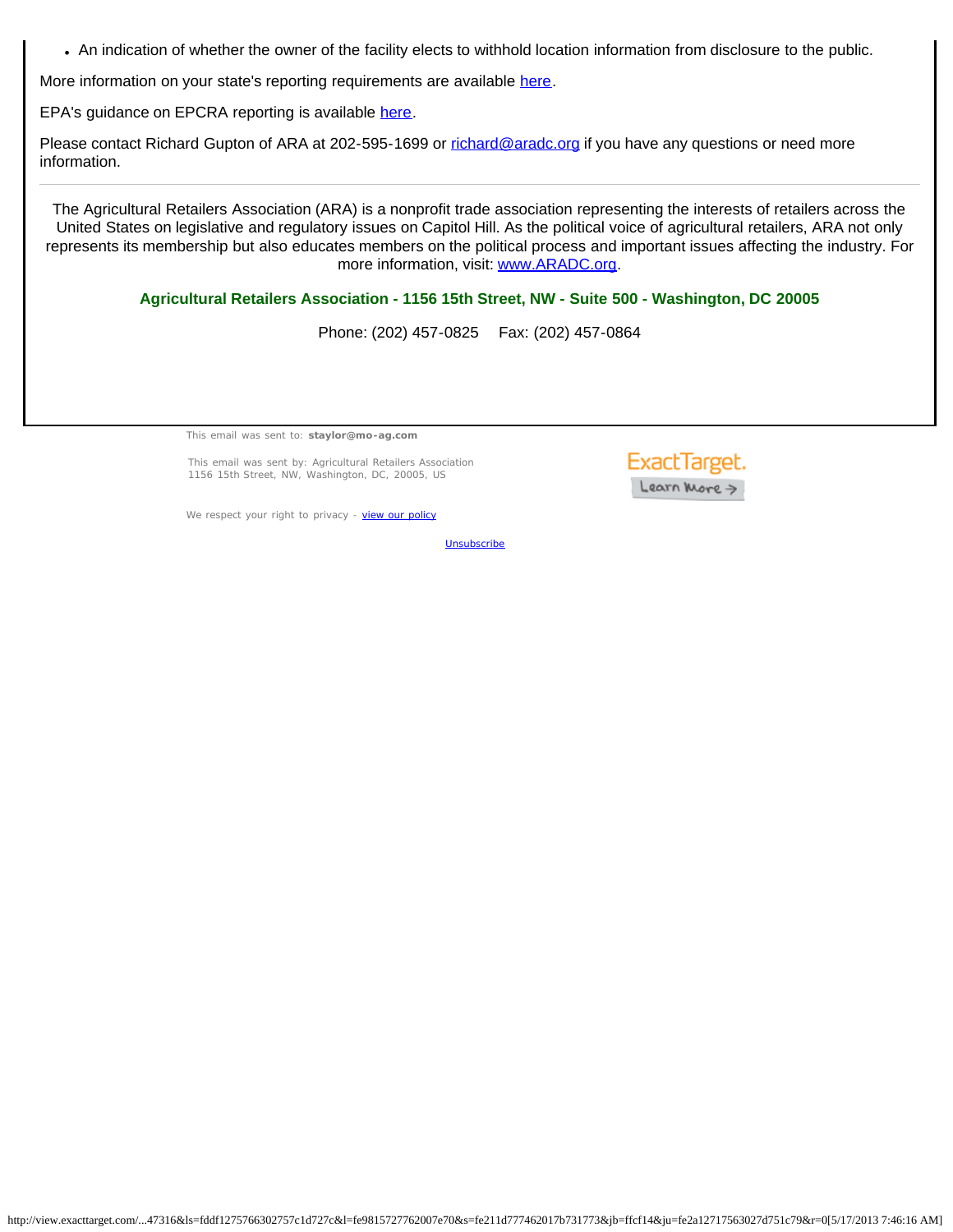- An indication of whether the owner of the facility elects to withhold location information from disclosure to the public.

More information on your state's reporting requirements are available here.

EPA's guidance on EPCRA reporting is available here.

Please contact Richard Gupton of ARA at 202-595-1699 or richard@aradc.org if you have any questions or need more information.

---

The Agricultural Retailers Association (ARA) is a nonprofit trade association representing the interests of retailers across the United States on legislative and regulatory issues on Capitol Hill. As the political voice of agricultural retailers, ARA not only represents its membership but also educates members on the political process and important issues affecting the industry. For more information, visit: www.ARADC.org.

**Agricultural Retailers Association - 1156 15th Street, NW - Suite 500 - Washington, DC 20005**

Phone: (202) 457-0825 Fax: (202) 457-0864

This email was sent to: **staylor@mo-ag.com**

This email was sent by: Agricultural Retailers Association
1156 15th Street, NW, Washington, DC, 20005, US

ExactTarget. Learn More →

We respect your right to privacy - view our policy

Unsubscribe